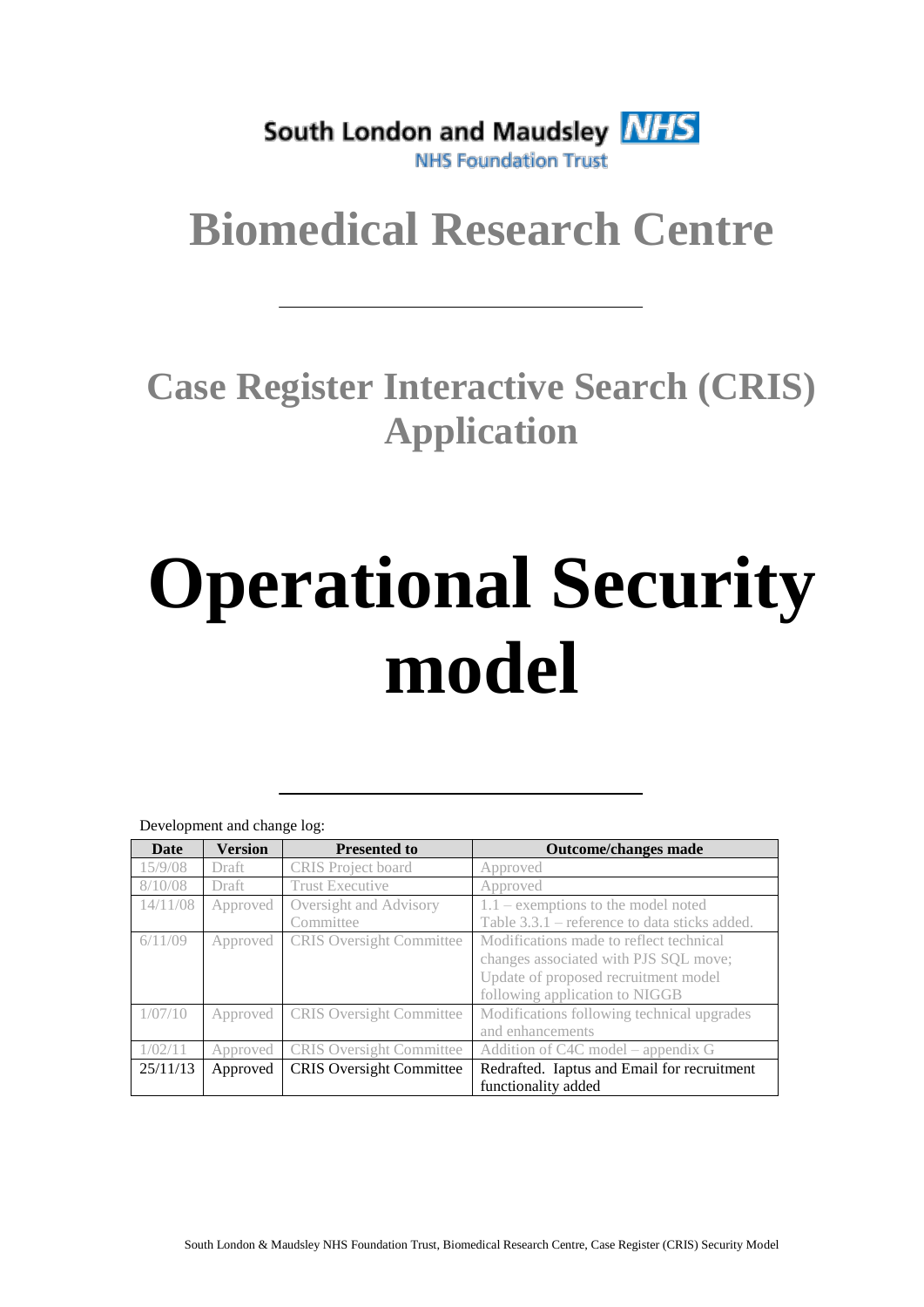South London and Maudsley NHS

NHS Foundation Trust

# Biomedical Research Centre

## Case Register Interactive Search (CRIS) Application

# Operational Security model

Development and change log:

| Date | Version | Presented to | Outcome/changes made |
|---|---|---|---|
| 15/9/08 | Draft | CRIS Project board | Approved |
| 8/10/08 | Draft | Trust Executive | Approved |
| 14/11/08 | Approved | Oversight and Advisory Committee | 1.1 – exemptions to the model noted Table 3.3.1 – reference to data sticks added. |
| 6/11/09 | Approved | CRIS Oversight Committee | Modifications made to reflect technical changes associated with PJS SQL move; Update of proposed recruitment model following application to NIGGB |
| 1/07/10 | Approved | CRIS Oversight Committee | Modifications following technical upgrades and enhancements |
| 1/02/11 | Approved | CRIS Oversight Committee | Addition of C4C model – appendix G |
| 25/11/13 | Approved | CRIS Oversight Committee | Redrafted. Iaptus and Email for recruitment functionality added |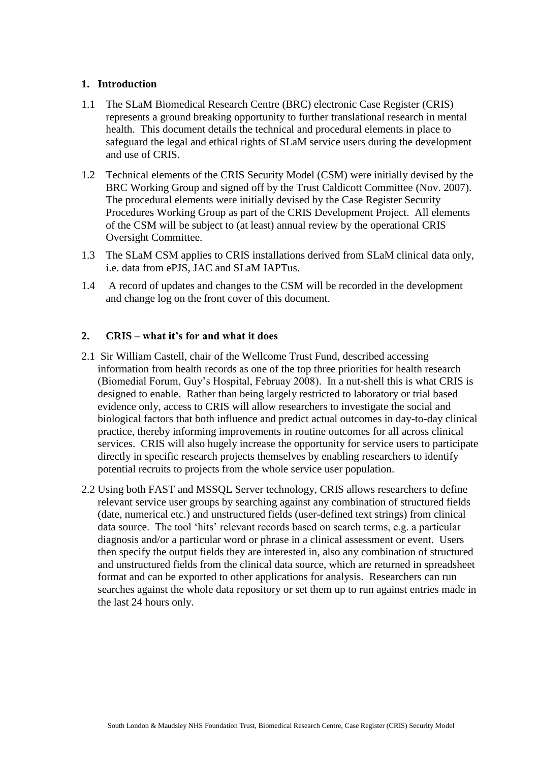## 1. Introduction

1.1 The SLaM Biomedical Research Centre (BRC) electronic Case Register (CRIS) represents a ground breaking opportunity to further translational research in mental health. This document details the technical and procedural elements in place to safeguard the legal and ethical rights of SLaM service users during the development and use of CRIS.

1.2 Technical elements of the CRIS Security Model (CSM) were initially devised by the BRC Working Group and signed off by the Trust Caldicott Committee (Nov. 2007). The procedural elements were initially devised by the Case Register Security Procedures Working Group as part of the CRIS Development Project. All elements of the CSM will be subject to (at least) annual review by the operational CRIS Oversight Committee.

1.3 The SLaM CSM applies to CRIS installations derived from SLaM clinical data only, i.e. data from ePJS, JAC and SLaM IAPTus.

1.4 A record of updates and changes to the CSM will be recorded in the development and change log on the front cover of this document.

## 2. CRIS – what it's for and what it does

2.1 Sir William Castell, chair of the Wellcome Trust Fund, described accessing information from health records as one of the top three priorities for health research (Biomedial Forum, Guy's Hospital, Februay 2008). In a nut-shell this is what CRIS is designed to enable. Rather than being largely restricted to laboratory or trial based evidence only, access to CRIS will allow researchers to investigate the social and biological factors that both influence and predict actual outcomes in day-to-day clinical practice, thereby informing improvements in routine outcomes for all across clinical services. CRIS will also hugely increase the opportunity for service users to participate directly in specific research projects themselves by enabling researchers to identify potential recruits to projects from the whole service user population.

2.2 Using both FAST and MSSQL Server technology, CRIS allows researchers to define relevant service user groups by searching against any combination of structured fields (date, numerical etc.) and unstructured fields (user-defined text strings) from clinical data source. The tool 'hits' relevant records based on search terms, e.g. a particular diagnosis and/or a particular word or phrase in a clinical assessment or event. Users then specify the output fields they are interested in, also any combination of structured and unstructured fields from the clinical data source, which are returned in spreadsheet format and can be exported to other applications for analysis. Researchers can run searches against the whole data repository or set them up to run against entries made in the last 24 hours only.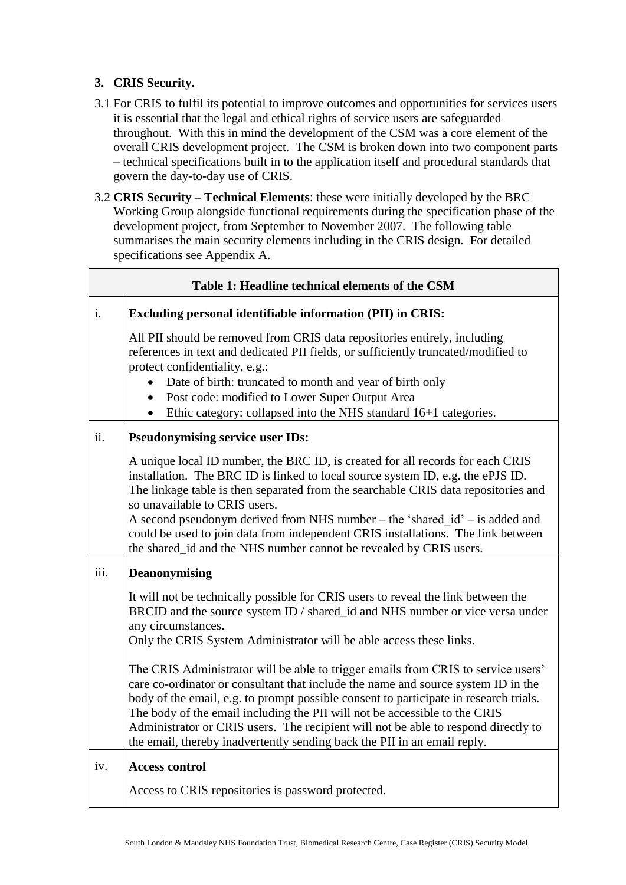## 3. CRIS Security.

3.1 For CRIS to fulfil its potential to improve outcomes and opportunities for services users it is essential that the legal and ethical rights of service users are safeguarded throughout. With this in mind the development of the CSM was a core element of the overall CRIS development project. The CSM is broken down into two component parts – technical specifications built in to the application itself and procedural standards that govern the day-to-day use of CRIS.

3.2 **CRIS Security – Technical Elements**: these were initially developed by the BRC Working Group alongside functional requirements during the specification phase of the development project, from September to November 2007. The following table summarises the main security elements including in the CRIS design. For detailed specifications see Appendix A.

| **Table 1: Headline technical elements of the CSM** | |
|---|---|
| i. | **Excluding personal identifiable information (PII) in CRIS:**<br><br>All PII should be removed from CRIS data repositories entirely, including references in text and dedicated PII fields, or sufficiently truncated/modified to protect confidentiality, e.g.:<br>• Date of birth: truncated to month and year of birth only<br>• Post code: modified to Lower Super Output Area<br>• Ethic category: collapsed into the NHS standard 16+1 categories. |
| ii. | **Pseudonymising service user IDs:**<br><br>A unique local ID number, the BRC ID, is created for all records for each CRIS installation. The BRC ID is linked to local source system ID, e.g. the ePJS ID. The linkage table is then separated from the searchable CRIS data repositories and so unavailable to CRIS users.<br>A second pseudonym derived from NHS number – the 'shared_id' – is added and could be used to join data from independent CRIS installations. The link between the shared_id and the NHS number cannot be revealed by CRIS users. |
| iii. | **Deanonymising**<br><br>It will not be technically possible for CRIS users to reveal the link between the BRCID and the source system ID / shared_id and NHS number or vice versa under any circumstances.<br>Only the CRIS System Administrator will be able access these links.<br><br>The CRIS Administrator will be able to trigger emails from CRIS to service users' care co-ordinator or consultant that include the name and source system ID in the body of the email, e.g. to prompt possible consent to participate in research trials. The body of the email including the PII will not be accessible to the CRIS Administrator or CRIS users. The recipient will not be able to respond directly to the email, thereby inadvertently sending back the PII in an email reply. |
| iv. | **Access control**<br><br>Access to CRIS repositories is password protected. |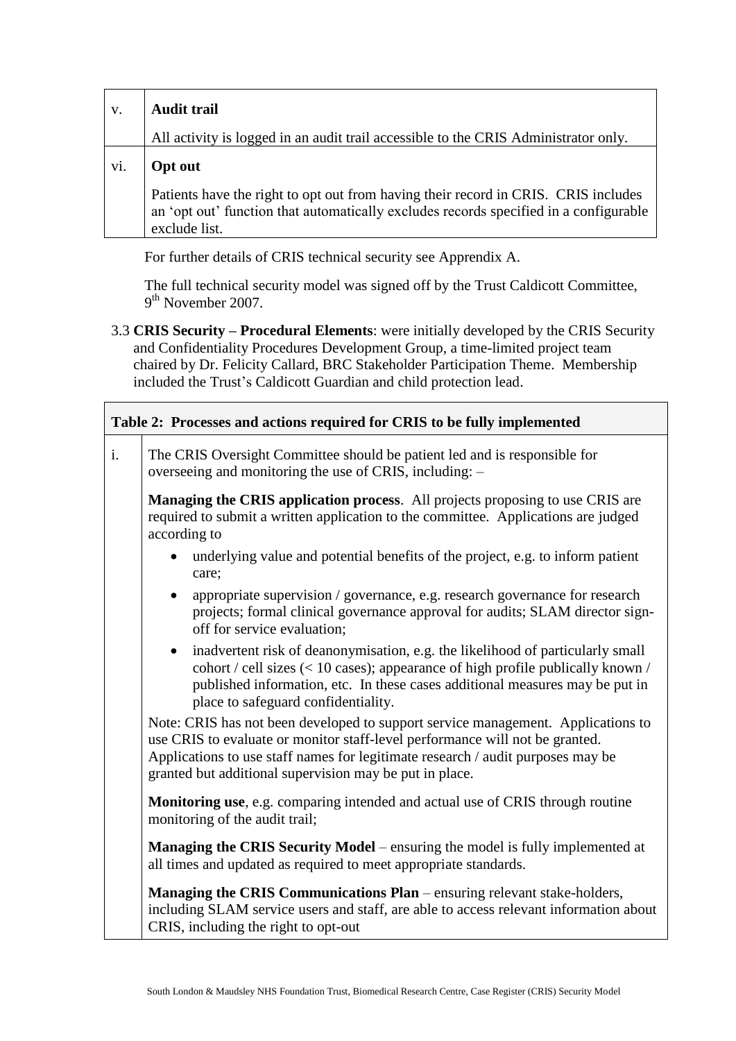| | |
|---|---|
| v. | **Audit trail**<br><br>All activity is logged in an audit trail accessible to the CRIS Administrator only. |
| vi. | **Opt out**<br><br>Patients have the right to opt out from having their record in CRIS. CRIS includes an 'opt out' function that automatically excludes records specified in a configurable exclude list. |

For further details of CRIS technical security see Apprendix A.

The full technical security model was signed off by the Trust Caldicott Committee, 9th November 2007.

3.3 **CRIS Security – Procedural Elements**: were initially developed by the CRIS Security and Confidentiality Procedures Development Group, a time-limited project team chaired by Dr. Felicity Callard, BRC Stakeholder Participation Theme. Membership included the Trust's Caldicott Guardian and child protection lead.

| **Table 2: Processes and actions required for CRIS to be fully implemented** | |
|---|---|
| i. | The CRIS Oversight Committee should be patient led and is responsible for overseeing and monitoring the use of CRIS, including: –<br><br>**Managing the CRIS application process**. All projects proposing to use CRIS are required to submit a written application to the committee. Applications are judged according to<br><br>• underlying value and potential benefits of the project, e.g. to inform patient care;<br>• appropriate supervision / governance, e.g. research governance for research projects; formal clinical governance approval for audits; SLAM director sign-off for service evaluation;<br>• inadvertent risk of deanonymisation, e.g. the likelihood of particularly small cohort / cell sizes (< 10 cases); appearance of high profile publically known / published information, etc. In these cases additional measures may be put in place to safeguard confidentiality.<br><br>Note: CRIS has not been developed to support service management. Applications to use CRIS to evaluate or monitor staff-level performance will not be granted. Applications to use staff names for legitimate research / audit purposes may be granted but additional supervision may be put in place.<br><br>**Monitoring use**, e.g. comparing intended and actual use of CRIS through routine monitoring of the audit trail;<br><br>**Managing the CRIS Security Model** – ensuring the model is fully implemented at all times and updated as required to meet appropriate standards.<br><br>**Managing the CRIS Communications Plan** – ensuring relevant stake-holders, including SLAM service users and staff, are able to access relevant information about CRIS, including the right to opt-out |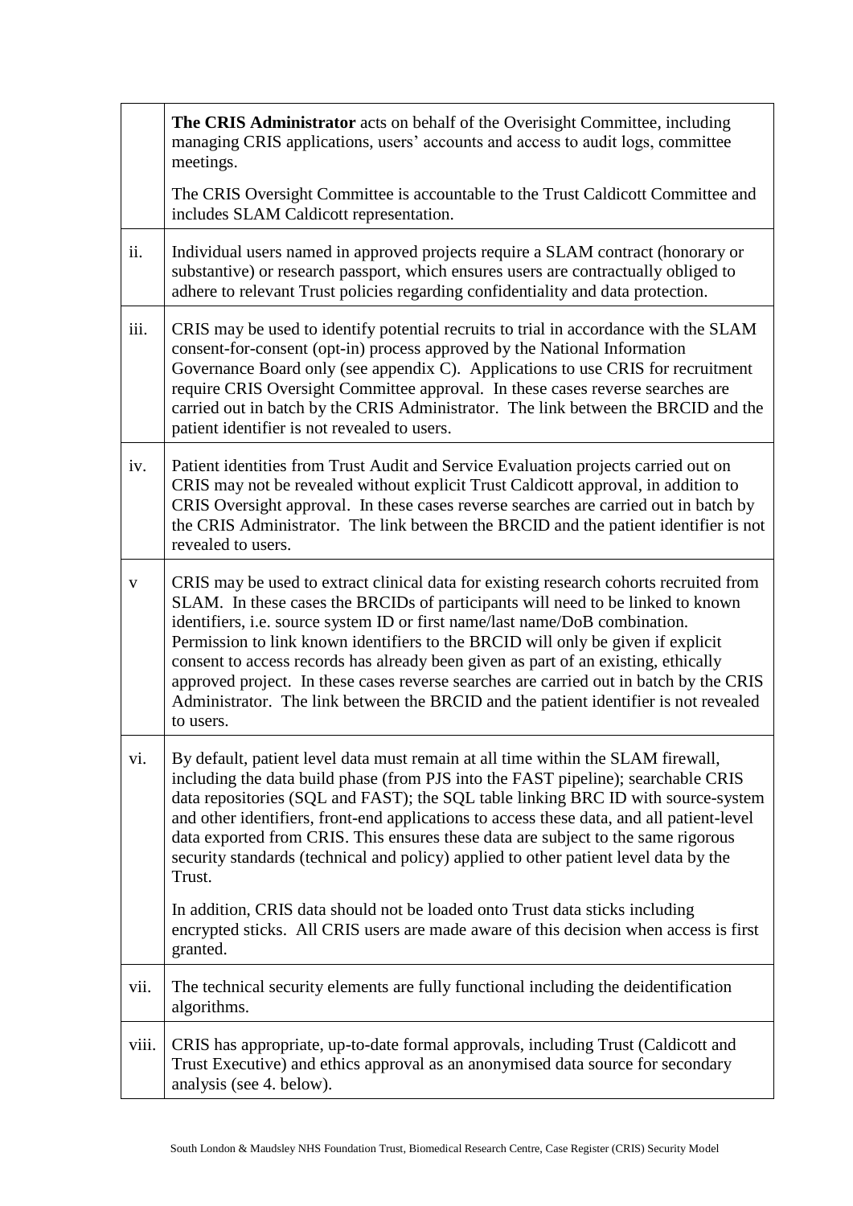| | |
|---|---|
| | **The CRIS Administrator** acts on behalf of the Overisight Committee, including managing CRIS applications, users' accounts and access to audit logs, committee meetings.<br><br>The CRIS Oversight Committee is accountable to the Trust Caldicott Committee and includes SLAM Caldicott representation. |
| ii. | Individual users named in approved projects require a SLAM contract (honorary or substantive) or research passport, which ensures users are contractually obliged to adhere to relevant Trust policies regarding confidentiality and data protection. |
| iii. | CRIS may be used to identify potential recruits to trial in accordance with the SLAM consent-for-consent (opt-in) process approved by the National Information Governance Board only (see appendix C). Applications to use CRIS for recruitment require CRIS Oversight Committee approval. In these cases reverse searches are carried out in batch by the CRIS Administrator. The link between the BRCID and the patient identifier is not revealed to users. |
| iv. | Patient identities from Trust Audit and Service Evaluation projects carried out on CRIS may not be revealed without explicit Trust Caldicott approval, in addition to CRIS Oversight approval. In these cases reverse searches are carried out in batch by the CRIS Administrator. The link between the BRCID and the patient identifier is not revealed to users. |
| v | CRIS may be used to extract clinical data for existing research cohorts recruited from SLAM. In these cases the BRCIDs of participants will need to be linked to known identifiers, i.e. source system ID or first name/last name/DoB combination. Permission to link known identifiers to the BRCID will only be given if explicit consent to access records has already been given as part of an existing, ethically approved project. In these cases reverse searches are carried out in batch by the CRIS Administrator. The link between the BRCID and the patient identifier is not revealed to users. |
| vi. | By default, patient level data must remain at all time within the SLAM firewall, including the data build phase (from PJS into the FAST pipeline); searchable CRIS data repositories (SQL and FAST); the SQL table linking BRC ID with source-system and other identifiers, front-end applications to access these data, and all patient-level data exported from CRIS. This ensures these data are subject to the same rigorous security standards (technical and policy) applied to other patient level data by the Trust.<br><br>In addition, CRIS data should not be loaded onto Trust data sticks including encrypted sticks. All CRIS users are made aware of this decision when access is first granted. |
| vii. | The technical security elements are fully functional including the deidentification algorithms. |
| viii. | CRIS has appropriate, up-to-date formal approvals, including Trust (Caldicott and Trust Executive) and ethics approval as an anonymised data source for secondary analysis (see 4. below). |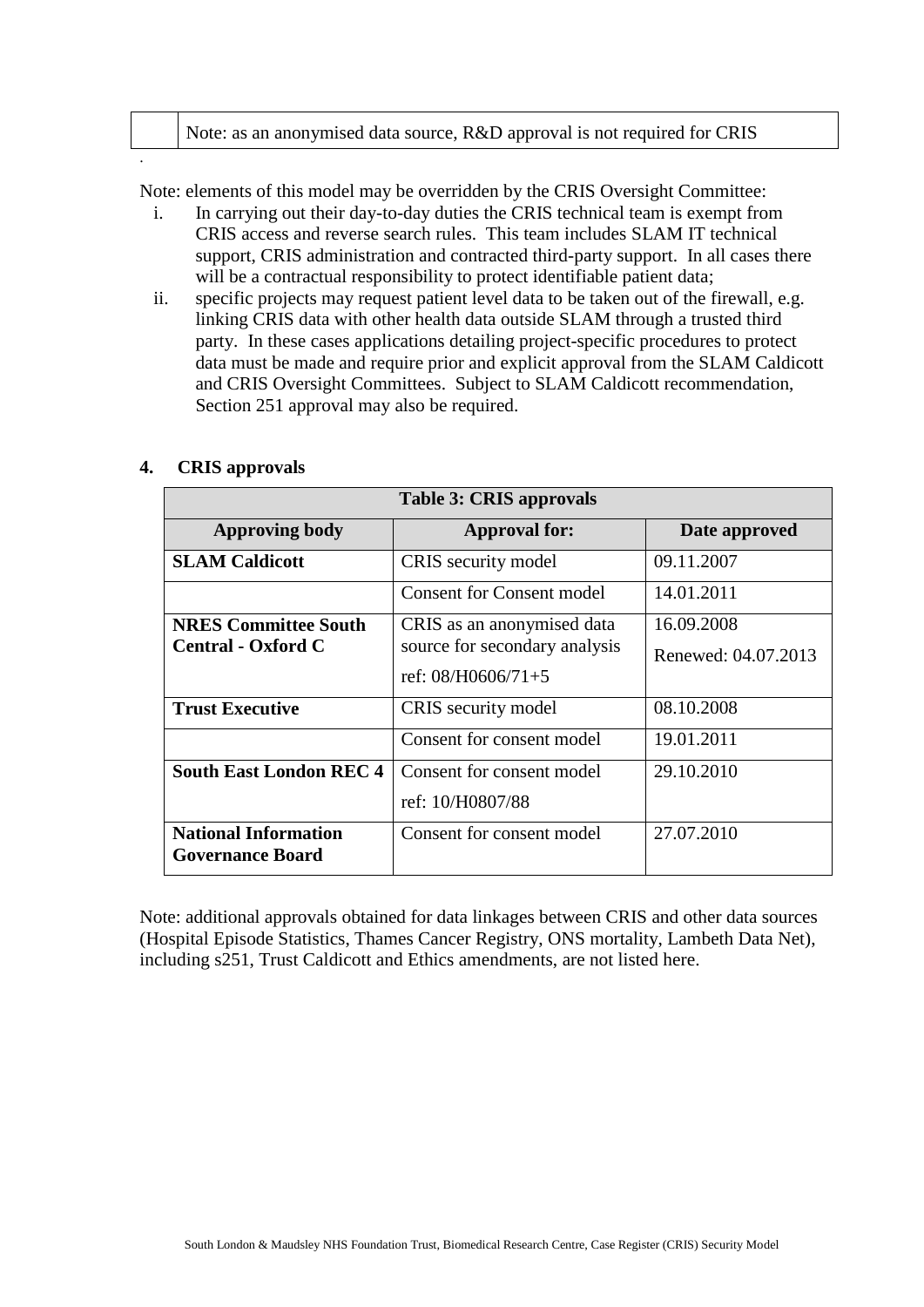| | Note: as an anonymised data source, R&D approval is not required for CRIS |
|---|---|

Note: elements of this model may be overridden by the CRIS Oversight Committee:

i. In carrying out their day-to-day duties the CRIS technical team is exempt from CRIS access and reverse search rules. This team includes SLAM IT technical support, CRIS administration and contracted third-party support. In all cases there will be a contractual responsibility to protect identifiable patient data;
ii. specific projects may request patient level data to be taken out of the firewall, e.g. linking CRIS data with other health data outside SLAM through a trusted third party. In these cases applications detailing project-specific procedures to protect data must be made and require prior and explicit approval from the SLAM Caldicott and CRIS Oversight Committees. Subject to SLAM Caldicott recommendation, Section 251 approval may also be required.

## 4. CRIS approvals

**Table 3: CRIS approvals**

| Approving body | Approval for: | Date approved |
|---|---|---|
| **SLAM Caldicott** | CRIS security model | 09.11.2007 |
| | Consent for Consent model | 14.01.2011 |
| **NRES Committee South Central - Oxford C** | CRIS as an anonymised data source for secondary analysis<br>ref: 08/H0606/71+5 | 16.09.2008<br>Renewed: 04.07.2013 |
| **Trust Executive** | CRIS security model | 08.10.2008 |
| | Consent for consent model | 19.01.2011 |
| **South East London REC 4** | Consent for consent model<br>ref: 10/H0807/88 | 29.10.2010 |
| **National Information Governance Board** | Consent for consent model | 27.07.2010 |

Note: additional approvals obtained for data linkages between CRIS and other data sources (Hospital Episode Statistics, Thames Cancer Registry, ONS mortality, Lambeth Data Net), including s251, Trust Caldicott and Ethics amendments, are not listed here.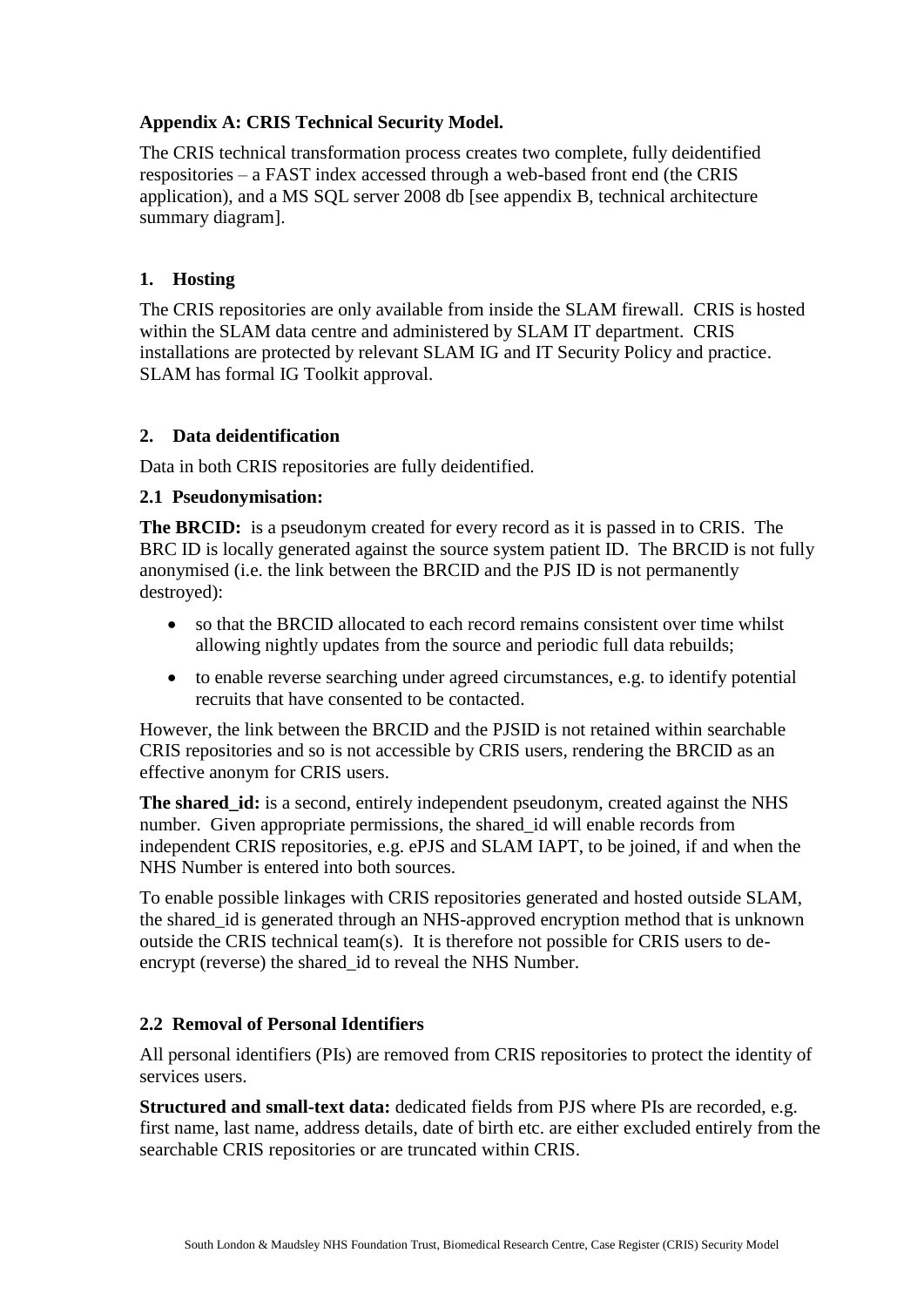**Appendix A: CRIS Technical Security Model.**

The CRIS technical transformation process creates two complete, fully deidentified respositories – a FAST index accessed through a web-based front end (the CRIS application), and a MS SQL server 2008 db [see appendix B, technical architecture summary diagram].

## 1. Hosting

The CRIS repositories are only available from inside the SLAM firewall. CRIS is hosted within the SLAM data centre and administered by SLAM IT department. CRIS installations are protected by relevant SLAM IG and IT Security Policy and practice. SLAM has formal IG Toolkit approval.

## 2. Data deidentification

Data in both CRIS repositories are fully deidentified.

### 2.1 Pseudonymisation:

**The BRCID:** is a pseudonym created for every record as it is passed in to CRIS. The BRC ID is locally generated against the source system patient ID. The BRCID is not fully anonymised (i.e. the link between the BRCID and the PJS ID is not permanently destroyed):

- so that the BRCID allocated to each record remains consistent over time whilst allowing nightly updates from the source and periodic full data rebuilds;
- to enable reverse searching under agreed circumstances, e.g. to identify potential recruits that have consented to be contacted.

However, the link between the BRCID and the PJSID is not retained within searchable CRIS repositories and so is not accessible by CRIS users, rendering the BRCID as an effective anonym for CRIS users.

**The shared_id:** is a second, entirely independent pseudonym, created against the NHS number. Given appropriate permissions, the shared_id will enable records from independent CRIS repositories, e.g. ePJS and SLAM IAPT, to be joined, if and when the NHS Number is entered into both sources.

To enable possible linkages with CRIS repositories generated and hosted outside SLAM, the shared_id is generated through an NHS-approved encryption method that is unknown outside the CRIS technical team(s). It is therefore not possible for CRIS users to de-encrypt (reverse) the shared_id to reveal the NHS Number.

### 2.2 Removal of Personal Identifiers

All personal identifiers (PIs) are removed from CRIS repositories to protect the identity of services users.

**Structured and small-text data:** dedicated fields from PJS where PIs are recorded, e.g. first name, last name, address details, date of birth etc. are either excluded entirely from the searchable CRIS repositories or are truncated within CRIS.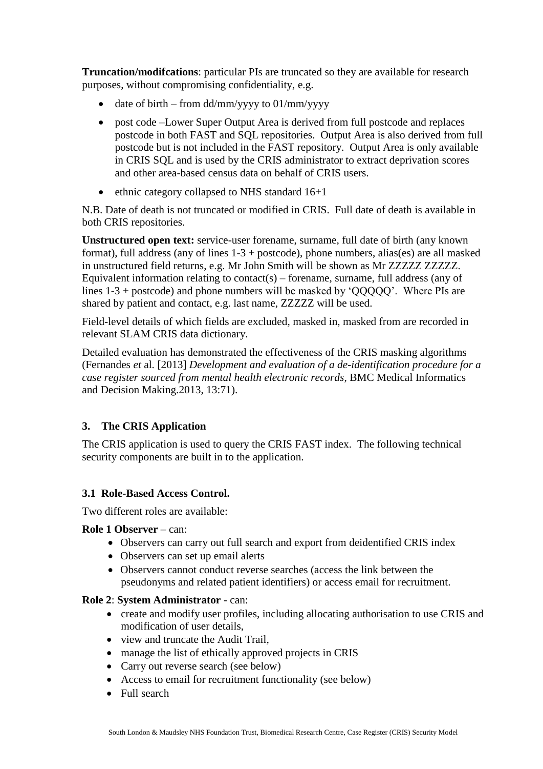**Truncation/modifcations**: particular PIs are truncated so they are available for research purposes, without compromising confidentiality, e.g.

- date of birth – from dd/mm/yyyy to 01/mm/yyyy
- post code –Lower Super Output Area is derived from full postcode and replaces postcode in both FAST and SQL repositories. Output Area is also derived from full postcode but is not included in the FAST repository. Output Area is only available in CRIS SQL and is used by the CRIS administrator to extract deprivation scores and other area-based census data on behalf of CRIS users.
- ethnic category collapsed to NHS standard 16+1

N.B. Date of death is not truncated or modified in CRIS. Full date of death is available in both CRIS repositories.

**Unstructured open text:** service-user forename, surname, full date of birth (any known format), full address (any of lines 1-3 + postcode), phone numbers, alias(es) are all masked in unstructured field returns, e.g. Mr John Smith will be shown as Mr ZZZZZ ZZZZZ. Equivalent information relating to contact(s) – forename, surname, full address (any of lines 1-3 + postcode) and phone numbers will be masked by 'QQQQQ'. Where PIs are shared by patient and contact, e.g. last name, ZZZZZ will be used.

Field-level details of which fields are excluded, masked in, masked from are recorded in relevant SLAM CRIS data dictionary.

Detailed evaluation has demonstrated the effectiveness of the CRIS masking algorithms (Fernandes *et* al. [2013] *Development and evaluation of a de-identification procedure for a case register sourced from mental health electronic records*, BMC Medical Informatics and Decision Making.2013, 13:71).

## 3. The CRIS Application

The CRIS application is used to query the CRIS FAST index. The following technical security components are built in to the application.

### 3.1 Role-Based Access Control.

Two different roles are available:

**Role 1 Observer** – can:

- Observers can carry out full search and export from deidentified CRIS index
- Observers can set up email alerts
- Observers cannot conduct reverse searches (access the link between the pseudonyms and related patient identifiers) or access email for recruitment.

**Role 2**: **System Administrator** - can:

- create and modify user profiles, including allocating authorisation to use CRIS and modification of user details,
- view and truncate the Audit Trail,
- manage the list of ethically approved projects in CRIS
- Carry out reverse search (see below)
- Access to email for recruitment functionality (see below)
- Full search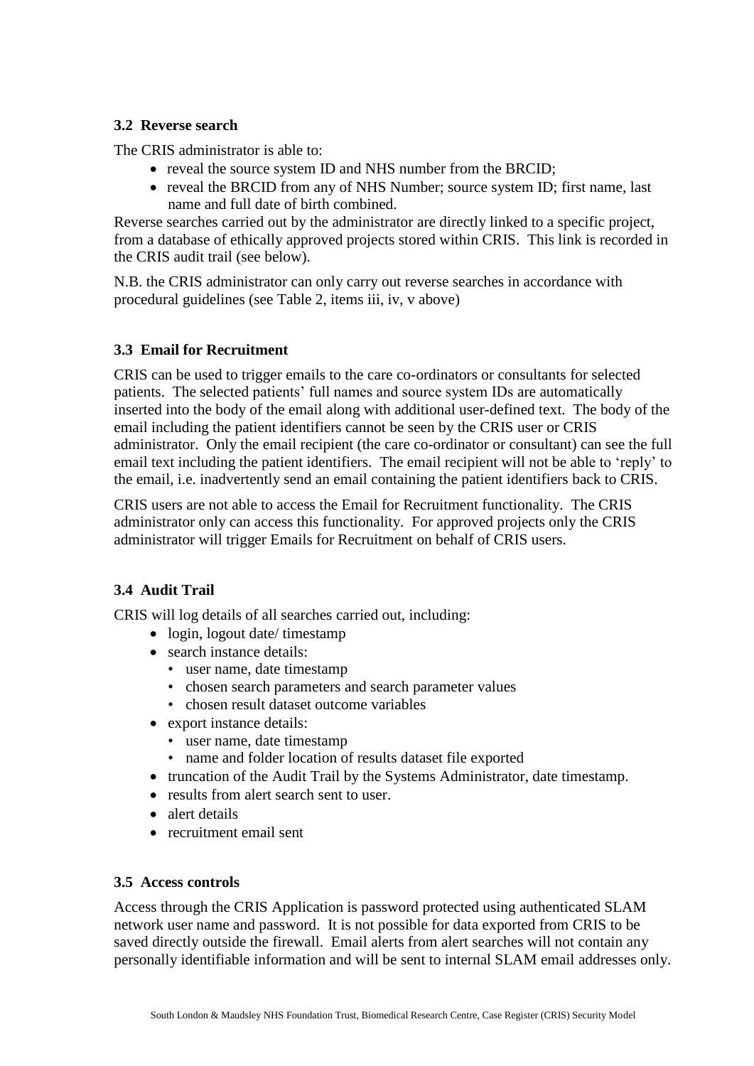### 3.2 Reverse search

The CRIS administrator is able to:

- reveal the source system ID and NHS number from the BRCID;
- reveal the BRCID from any of NHS Number; source system ID; first name, last name and full date of birth combined.

Reverse searches carried out by the administrator are directly linked to a specific project, from a database of ethically approved projects stored within CRIS. This link is recorded in the CRIS audit trail (see below).

N.B. the CRIS administrator can only carry out reverse searches in accordance with procedural guidelines (see Table 2, items iii, iv, v above)

### 3.3 Email for Recruitment

CRIS can be used to trigger emails to the care co-ordinators or consultants for selected patients. The selected patients' full names and source system IDs are automatically inserted into the body of the email along with additional user-defined text. The body of the email including the patient identifiers cannot be seen by the CRIS user or CRIS administrator. Only the email recipient (the care co-ordinator or consultant) can see the full email text including the patient identifiers. The email recipient will not be able to 'reply' to the email, i.e. inadvertently send an email containing the patient identifiers back to CRIS.

CRIS users are not able to access the Email for Recruitment functionality. The CRIS administrator only can access this functionality. For approved projects only the CRIS administrator will trigger Emails for Recruitment on behalf of CRIS users.

### 3.4 Audit Trail

CRIS will log details of all searches carried out, including:

- login, logout date/ timestamp
- search instance details:
  - user name, date timestamp
  - chosen search parameters and search parameter values
  - chosen result dataset outcome variables
- export instance details:
  - user name, date timestamp
  - name and folder location of results dataset file exported
- truncation of the Audit Trail by the Systems Administrator, date timestamp.
- results from alert search sent to user.
- alert details
- recruitment email sent

### 3.5 Access controls

Access through the CRIS Application is password protected using authenticated SLAM network user name and password. It is not possible for data exported from CRIS to be saved directly outside the firewall. Email alerts from alert searches will not contain any personally identifiable information and will be sent to internal SLAM email addresses only.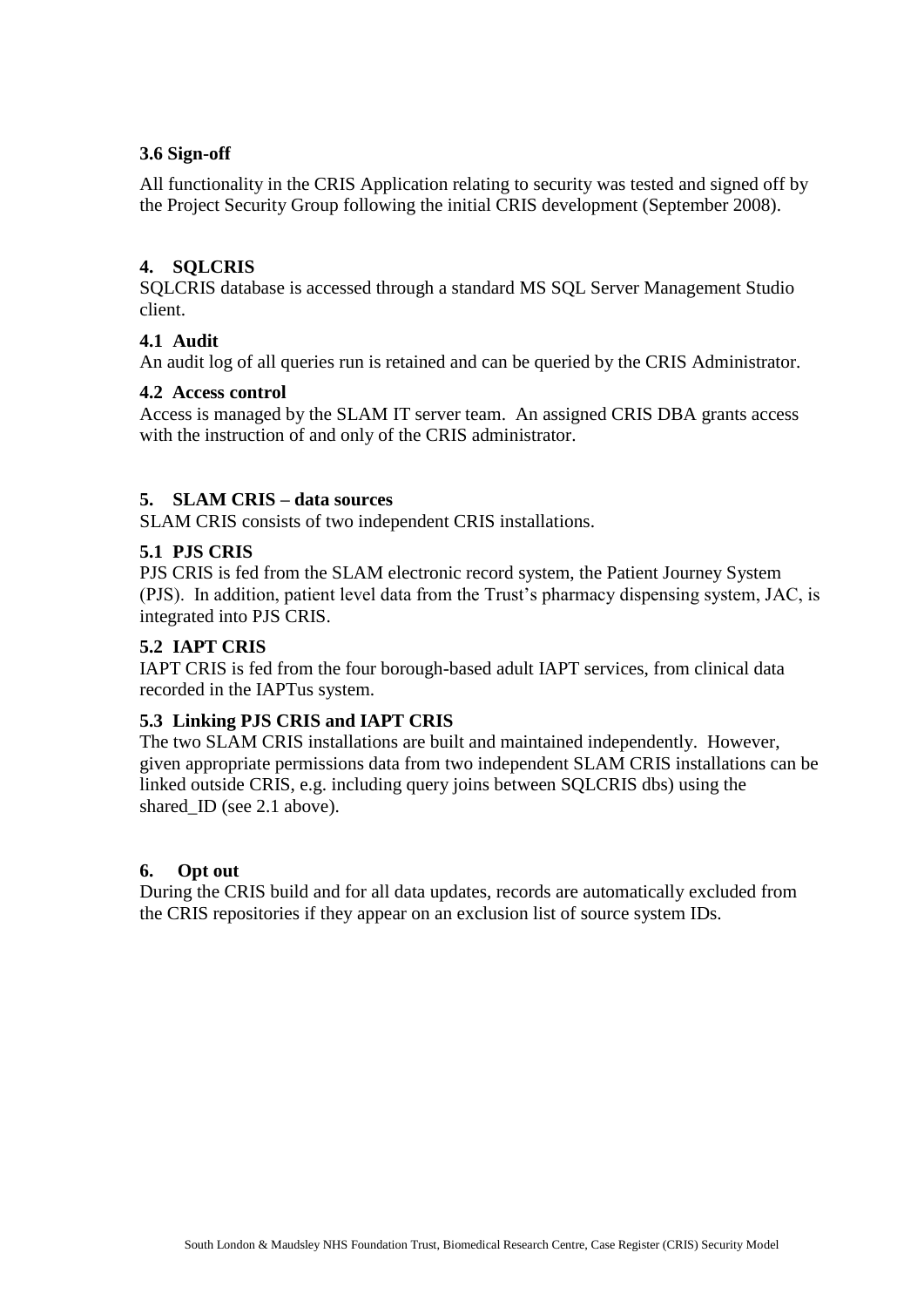### 3.6 Sign-off

All functionality in the CRIS Application relating to security was tested and signed off by the Project Security Group following the initial CRIS development (September 2008).

## 4. SQLCRIS

SQLCRIS database is accessed through a standard MS SQL Server Management Studio client.

### 4.1 Audit

An audit log of all queries run is retained and can be queried by the CRIS Administrator.

### 4.2 Access control

Access is managed by the SLAM IT server team. An assigned CRIS DBA grants access with the instruction of and only of the CRIS administrator.

## 5. SLAM CRIS – data sources

SLAM CRIS consists of two independent CRIS installations.

### 5.1 PJS CRIS

PJS CRIS is fed from the SLAM electronic record system, the Patient Journey System (PJS). In addition, patient level data from the Trust's pharmacy dispensing system, JAC, is integrated into PJS CRIS.

### 5.2 IAPT CRIS

IAPT CRIS is fed from the four borough-based adult IAPT services, from clinical data recorded in the IAPTus system.

### 5.3 Linking PJS CRIS and IAPT CRIS

The two SLAM CRIS installations are built and maintained independently. However, given appropriate permissions data from two independent SLAM CRIS installations can be linked outside CRIS, e.g. including query joins between SQLCRIS dbs) using the shared_ID (see 2.1 above).

## 6. Opt out

During the CRIS build and for all data updates, records are automatically excluded from the CRIS repositories if they appear on an exclusion list of source system IDs.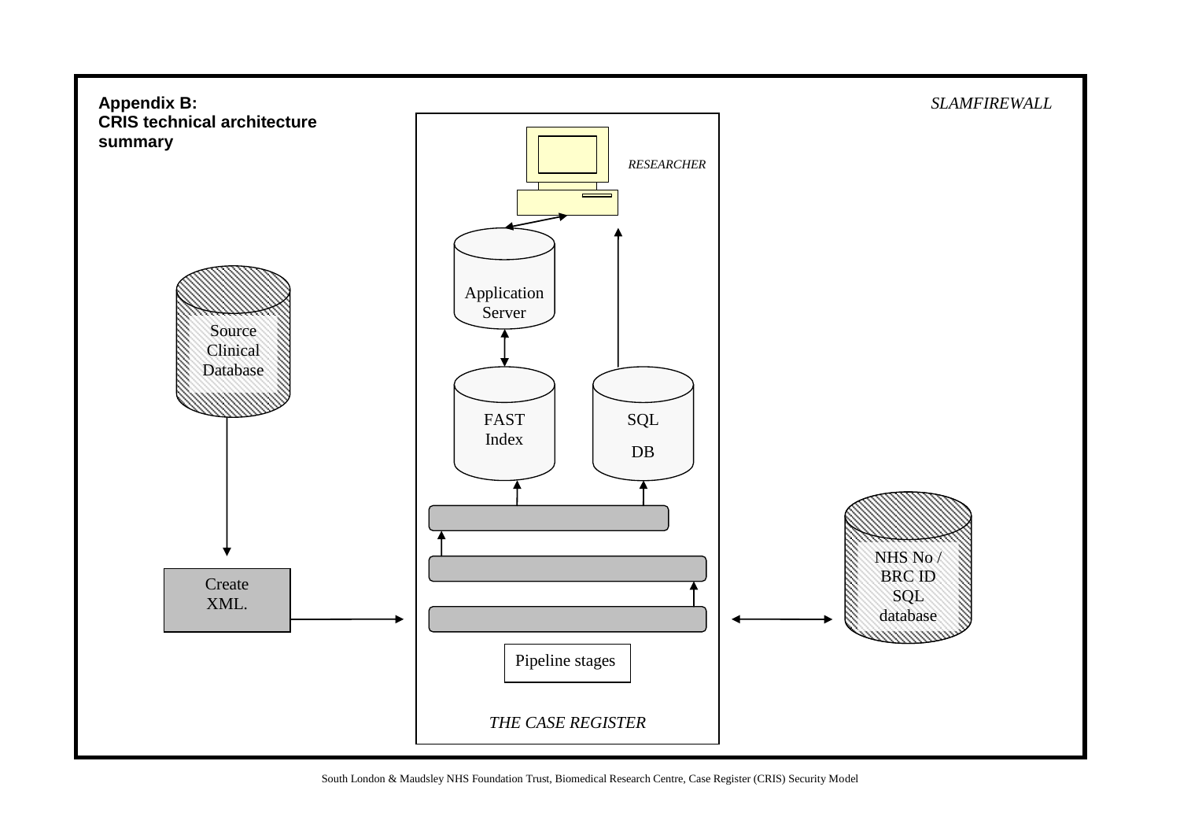**Appendix B:**
**CRIS technical architecture summary**

*SLAMFIREWALL*

*RESEARCHER*

Application Server

FAST Index

SQL DB

Source Clinical Database

Create XML.

Pipeline stages

NHS No / BRC ID SQL database

*THE CASE REGISTER*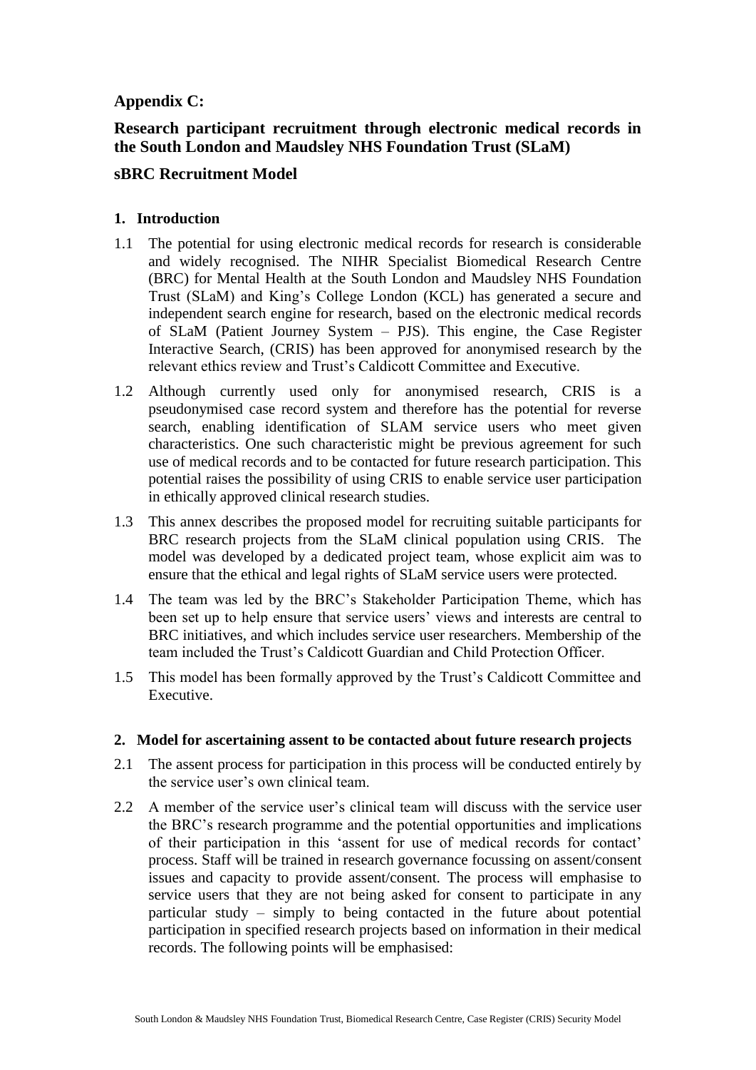## Appendix C:

## Research participant recruitment through electronic medical records in the South London and Maudsley NHS Foundation Trust (SLaM)

## sBRC Recruitment Model

### 1. Introduction

1.1 The potential for using electronic medical records for research is considerable and widely recognised. The NIHR Specialist Biomedical Research Centre (BRC) for Mental Health at the South London and Maudsley NHS Foundation Trust (SLaM) and King's College London (KCL) has generated a secure and independent search engine for research, based on the electronic medical records of SLaM (Patient Journey System – PJS). This engine, the Case Register Interactive Search, (CRIS) has been approved for anonymised research by the relevant ethics review and Trust's Caldicott Committee and Executive.

1.2 Although currently used only for anonymised research, CRIS is a pseudonymised case record system and therefore has the potential for reverse search, enabling identification of SLAM service users who meet given characteristics. One such characteristic might be previous agreement for such use of medical records and to be contacted for future research participation. This potential raises the possibility of using CRIS to enable service user participation in ethically approved clinical research studies.

1.3 This annex describes the proposed model for recruiting suitable participants for BRC research projects from the SLaM clinical population using CRIS. The model was developed by a dedicated project team, whose explicit aim was to ensure that the ethical and legal rights of SLaM service users were protected.

1.4 The team was led by the BRC's Stakeholder Participation Theme, which has been set up to help ensure that service users' views and interests are central to BRC initiatives, and which includes service user researchers. Membership of the team included the Trust's Caldicott Guardian and Child Protection Officer.

1.5 This model has been formally approved by the Trust's Caldicott Committee and Executive.

### 2. Model for ascertaining assent to be contacted about future research projects

2.1 The assent process for participation in this process will be conducted entirely by the service user's own clinical team.

2.2 A member of the service user's clinical team will discuss with the service user the BRC's research programme and the potential opportunities and implications of their participation in this 'assent for use of medical records for contact' process. Staff will be trained in research governance focussing on assent/consent issues and capacity to provide assent/consent. The process will emphasise to service users that they are not being asked for consent to participate in any particular study – simply to being contacted in the future about potential participation in specified research projects based on information in their medical records. The following points will be emphasised: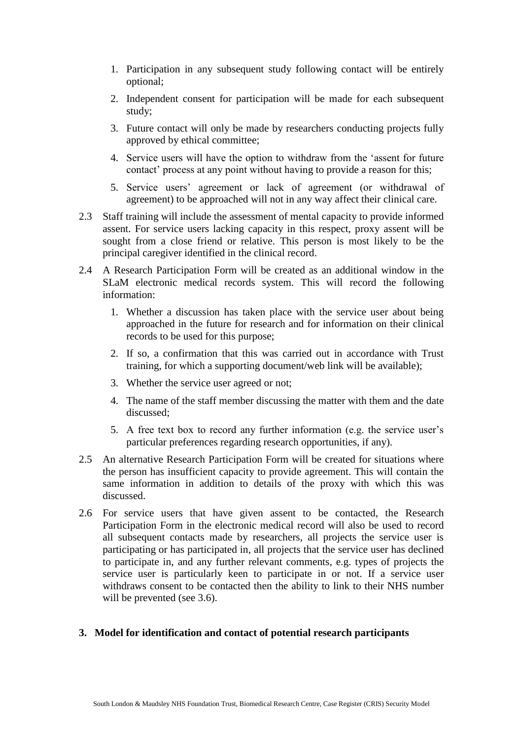1. Participation in any subsequent study following contact will be entirely optional;
2. Independent consent for participation will be made for each subsequent study;
3. Future contact will only be made by researchers conducting projects fully approved by ethical committee;
4. Service users will have the option to withdraw from the 'assent for future contact' process at any point without having to provide a reason for this;
5. Service users' agreement or lack of agreement (or withdrawal of agreement) to be approached will not in any way affect their clinical care.

2.3 Staff training will include the assessment of mental capacity to provide informed assent. For service users lacking capacity in this respect, proxy assent will be sought from a close friend or relative. This person is most likely to be the principal caregiver identified in the clinical record.

2.4 A Research Participation Form will be created as an additional window in the SLaM electronic medical records system. This will record the following information:

1. Whether a discussion has taken place with the service user about being approached in the future for research and for information on their clinical records to be used for this purpose;
2. If so, a confirmation that this was carried out in accordance with Trust training, for which a supporting document/web link will be available);
3. Whether the service user agreed or not;
4. The name of the staff member discussing the matter with them and the date discussed;
5. A free text box to record any further information (e.g. the service user's particular preferences regarding research opportunities, if any).

2.5 An alternative Research Participation Form will be created for situations where the person has insufficient capacity to provide agreement. This will contain the same information in addition to details of the proxy with which this was discussed.

2.6 For service users that have given assent to be contacted, the Research Participation Form in the electronic medical record will also be used to record all subsequent contacts made by researchers, all projects the service user is participating or has participated in, all projects that the service user has declined to participate in, and any further relevant comments, e.g. types of projects the service user is particularly keen to participate in or not. If a service user withdraws consent to be contacted then the ability to link to their NHS number will be prevented (see 3.6).

## 3. Model for identification and contact of potential research participants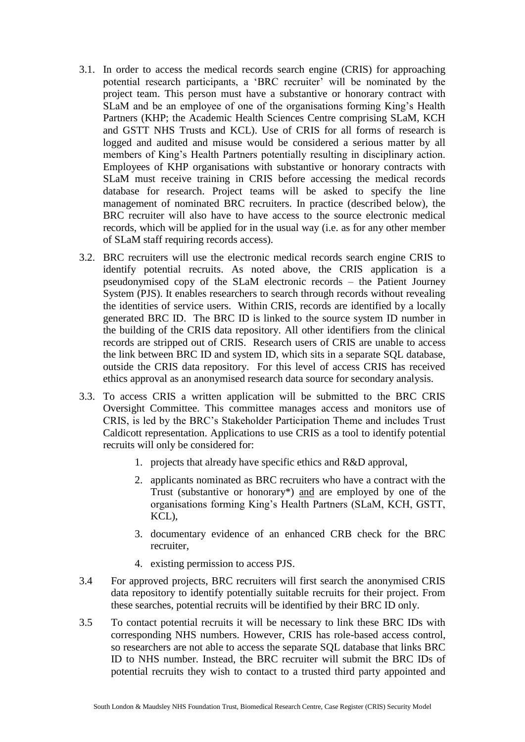3.1. In order to access the medical records search engine (CRIS) for approaching potential research participants, a 'BRC recruiter' will be nominated by the project team. This person must have a substantive or honorary contract with SLaM and be an employee of one of the organisations forming King's Health Partners (KHP; the Academic Health Sciences Centre comprising SLaM, KCH and GSTT NHS Trusts and KCL). Use of CRIS for all forms of research is logged and audited and misuse would be considered a serious matter by all members of King's Health Partners potentially resulting in disciplinary action. Employees of KHP organisations with substantive or honorary contracts with SLaM must receive training in CRIS before accessing the medical records database for research. Project teams will be asked to specify the line management of nominated BRC recruiters. In practice (described below), the BRC recruiter will also have to have access to the source electronic medical records, which will be applied for in the usual way (i.e. as for any other member of SLaM staff requiring records access).

3.2. BRC recruiters will use the electronic medical records search engine CRIS to identify potential recruits. As noted above, the CRIS application is a pseudonymised copy of the SLaM electronic records – the Patient Journey System (PJS). It enables researchers to search through records without revealing the identities of service users. Within CRIS, records are identified by a locally generated BRC ID. The BRC ID is linked to the source system ID number in the building of the CRIS data repository. All other identifiers from the clinical records are stripped out of CRIS. Research users of CRIS are unable to access the link between BRC ID and system ID, which sits in a separate SQL database, outside the CRIS data repository. For this level of access CRIS has received ethics approval as an anonymised research data source for secondary analysis.

3.3. To access CRIS a written application will be submitted to the BRC CRIS Oversight Committee. This committee manages access and monitors use of CRIS, is led by the BRC's Stakeholder Participation Theme and includes Trust Caldicott representation. Applications to use CRIS as a tool to identify potential recruits will only be considered for:

1. projects that already have specific ethics and R&D approval,
2. applicants nominated as BRC recruiters who have a contract with the Trust (substantive or honorary*) <u>and</u> are employed by one of the organisations forming King's Health Partners (SLaM, KCH, GSTT, KCL),
3. documentary evidence of an enhanced CRB check for the BRC recruiter,
4. existing permission to access PJS.

3.4 For approved projects, BRC recruiters will first search the anonymised CRIS data repository to identify potentially suitable recruits for their project. From these searches, potential recruits will be identified by their BRC ID only.

3.5 To contact potential recruits it will be necessary to link these BRC IDs with corresponding NHS numbers. However, CRIS has role-based access control, so researchers are not able to access the separate SQL database that links BRC ID to NHS number. Instead, the BRC recruiter will submit the BRC IDs of potential recruits they wish to contact to a trusted third party appointed and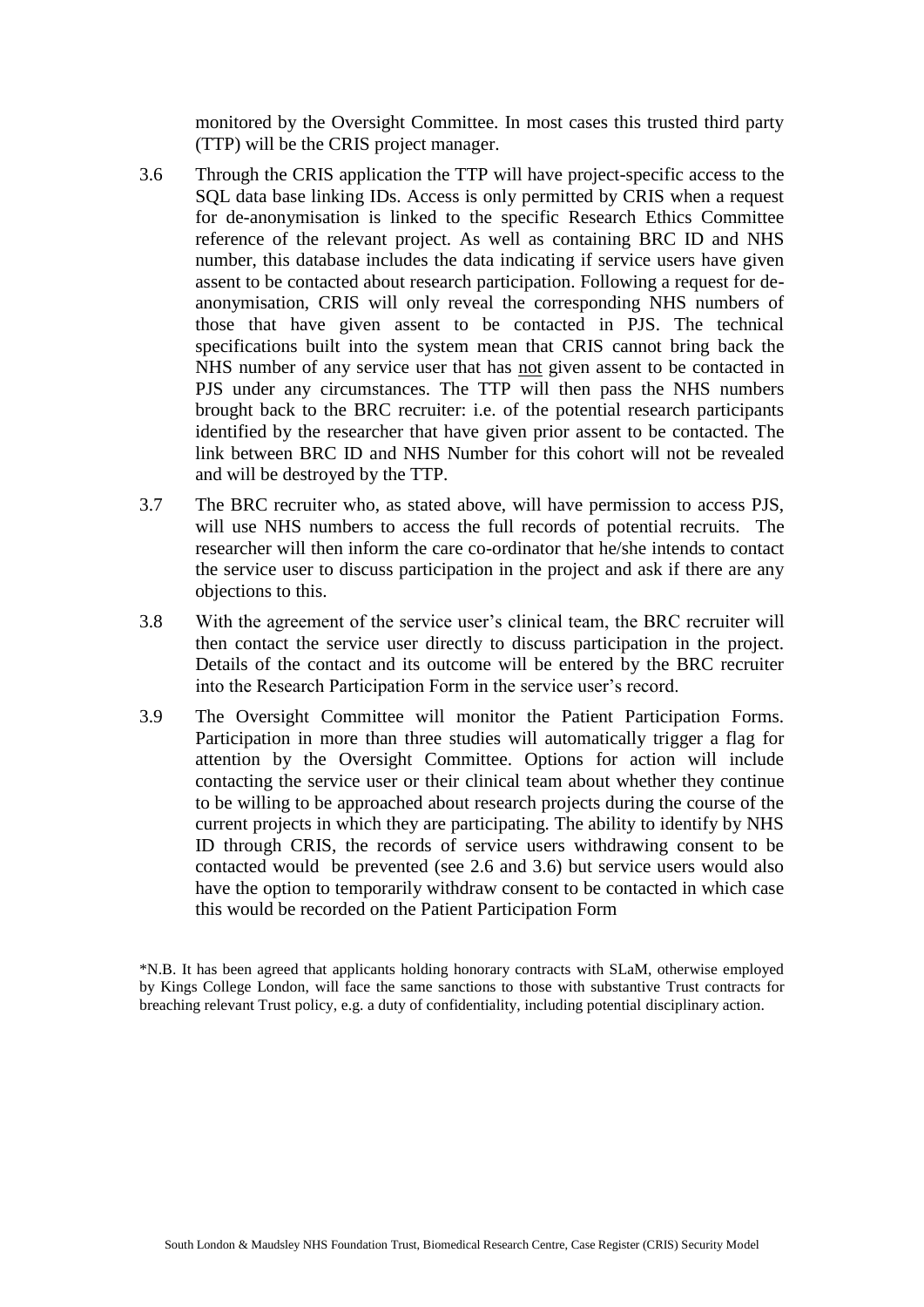monitored by the Oversight Committee. In most cases this trusted third party (TTP) will be the CRIS project manager.

3.6 Through the CRIS application the TTP will have project-specific access to the SQL data base linking IDs. Access is only permitted by CRIS when a request for de-anonymisation is linked to the specific Research Ethics Committee reference of the relevant project. As well as containing BRC ID and NHS number, this database includes the data indicating if service users have given assent to be contacted about research participation. Following a request for de-anonymisation, CRIS will only reveal the corresponding NHS numbers of those that have given assent to be contacted in PJS. The technical specifications built into the system mean that CRIS cannot bring back the NHS number of any service user that has <u>not</u> given assent to be contacted in PJS under any circumstances. The TTP will then pass the NHS numbers brought back to the BRC recruiter: i.e. of the potential research participants identified by the researcher that have given prior assent to be contacted. The link between BRC ID and NHS Number for this cohort will not be revealed and will be destroyed by the TTP.

3.7 The BRC recruiter who, as stated above, will have permission to access PJS, will use NHS numbers to access the full records of potential recruits. The researcher will then inform the care co-ordinator that he/she intends to contact the service user to discuss participation in the project and ask if there are any objections to this.

3.8 With the agreement of the service user's clinical team, the BRC recruiter will then contact the service user directly to discuss participation in the project. Details of the contact and its outcome will be entered by the BRC recruiter into the Research Participation Form in the service user's record.

3.9 The Oversight Committee will monitor the Patient Participation Forms. Participation in more than three studies will automatically trigger a flag for attention by the Oversight Committee. Options for action will include contacting the service user or their clinical team about whether they continue to be willing to be approached about research projects during the course of the current projects in which they are participating. The ability to identify by NHS ID through CRIS, the records of service users withdrawing consent to be contacted would be prevented (see 2.6 and 3.6) but service users would also have the option to temporarily withdraw consent to be contacted in which case this would be recorded on the Patient Participation Form

*N.B. It has been agreed that applicants holding honorary contracts with SLaM, otherwise employed by Kings College London, will face the same sanctions to those with substantive Trust contracts for breaching relevant Trust policy, e.g. a duty of confidentiality, including potential disciplinary action.